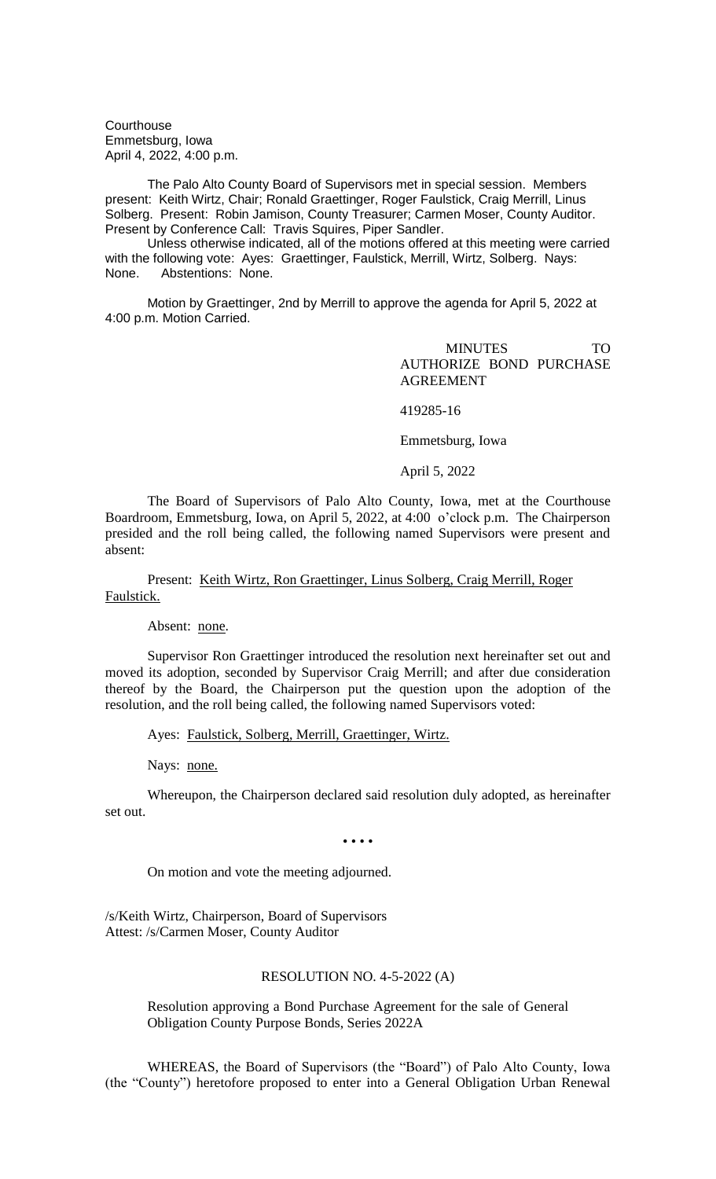Courthouse
Emmetsburg, Iowa
April 4, 2022, 4:00 p.m.

The Palo Alto County Board of Supervisors met in special session. Members present: Keith Wirtz, Chair; Ronald Graettinger, Roger Faulstick, Craig Merrill, Linus Solberg. Present: Robin Jamison, County Treasurer; Carmen Moser, County Auditor. Present by Conference Call: Travis Squires, Piper Sandler.

Unless otherwise indicated, all of the motions offered at this meeting were carried with the following vote: Ayes: Graettinger, Faulstick, Merrill, Wirtz, Solberg. Nays: None. Abstentions: None.

Motion by Graettinger, 2nd by Merrill to approve the agenda for April 5, 2022 at 4:00 p.m. Motion Carried.

MINUTES TO AUTHORIZE BOND PURCHASE AGREEMENT

419285-16

Emmetsburg, Iowa

April 5, 2022

The Board of Supervisors of Palo Alto County, Iowa, met at the Courthouse Boardroom, Emmetsburg, Iowa, on April 5, 2022, at 4:00 o'clock p.m. The Chairperson presided and the roll being called, the following named Supervisors were present and absent:

Present: Keith Wirtz, Ron Graettinger, Linus Solberg, Craig Merrill, Roger Faulstick.

Absent: none.

Supervisor Ron Graettinger introduced the resolution next hereinafter set out and moved its adoption, seconded by Supervisor Craig Merrill; and after due consideration thereof by the Board, the Chairperson put the question upon the adoption of the resolution, and the roll being called, the following named Supervisors voted:

Ayes: Faulstick, Solberg, Merrill, Graettinger, Wirtz.

Nays: none.

Whereupon, the Chairperson declared said resolution duly adopted, as hereinafter set out.

• • • •

On motion and vote the meeting adjourned.

/s/Keith Wirtz, Chairperson, Board of Supervisors
Attest: /s/Carmen Moser, County Auditor

RESOLUTION NO. 4-5-2022 (A)

Resolution approving a Bond Purchase Agreement for the sale of General Obligation County Purpose Bonds, Series 2022A

WHEREAS, the Board of Supervisors (the "Board") of Palo Alto County, Iowa (the "County") heretofore proposed to enter into a General Obligation Urban Renewal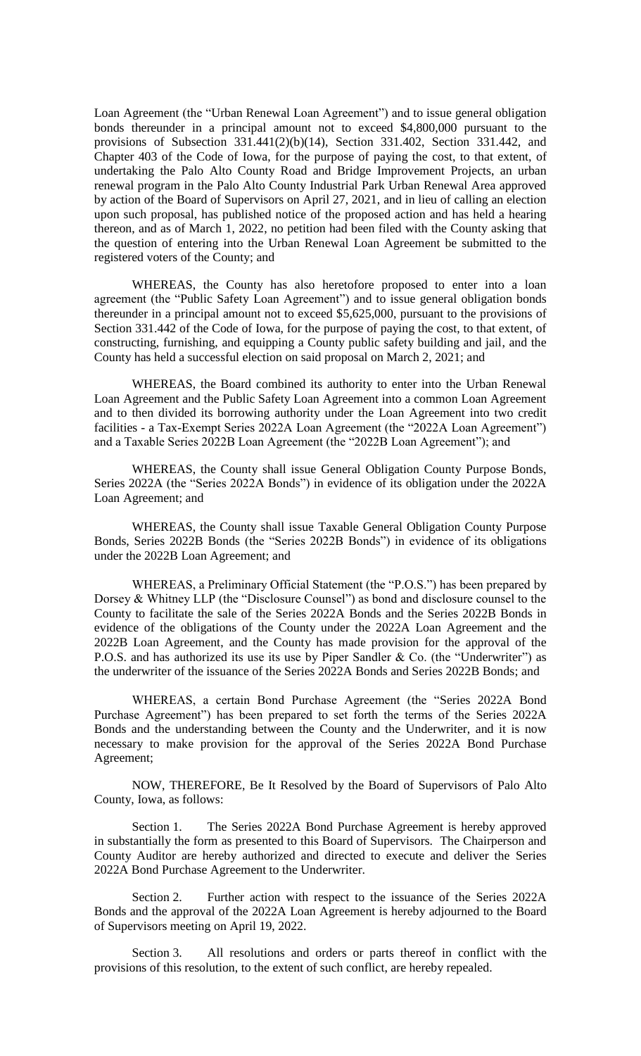Loan Agreement (the "Urban Renewal Loan Agreement") and to issue general obligation bonds thereunder in a principal amount not to exceed $4,800,000 pursuant to the provisions of Subsection 331.441(2)(b)(14), Section 331.402, Section 331.442, and Chapter 403 of the Code of Iowa, for the purpose of paying the cost, to that extent, of undertaking the Palo Alto County Road and Bridge Improvement Projects, an urban renewal program in the Palo Alto County Industrial Park Urban Renewal Area approved by action of the Board of Supervisors on April 27, 2021, and in lieu of calling an election upon such proposal, has published notice of the proposed action and has held a hearing thereon, and as of March 1, 2022, no petition had been filed with the County asking that the question of entering into the Urban Renewal Loan Agreement be submitted to the registered voters of the County; and

WHEREAS, the County has also heretofore proposed to enter into a loan agreement (the "Public Safety Loan Agreement") and to issue general obligation bonds thereunder in a principal amount not to exceed $5,625,000, pursuant to the provisions of Section 331.442 of the Code of Iowa, for the purpose of paying the cost, to that extent, of constructing, furnishing, and equipping a County public safety building and jail, and the County has held a successful election on said proposal on March 2, 2021; and

WHEREAS, the Board combined its authority to enter into the Urban Renewal Loan Agreement and the Public Safety Loan Agreement into a common Loan Agreement and to then divided its borrowing authority under the Loan Agreement into two credit facilities - a Tax-Exempt Series 2022A Loan Agreement (the "2022A Loan Agreement") and a Taxable Series 2022B Loan Agreement (the "2022B Loan Agreement"); and

WHEREAS, the County shall issue General Obligation County Purpose Bonds, Series 2022A (the "Series 2022A Bonds") in evidence of its obligation under the 2022A Loan Agreement; and

WHEREAS, the County shall issue Taxable General Obligation County Purpose Bonds, Series 2022B Bonds (the "Series 2022B Bonds") in evidence of its obligations under the 2022B Loan Agreement; and

WHEREAS, a Preliminary Official Statement (the "P.O.S.") has been prepared by Dorsey & Whitney LLP (the "Disclosure Counsel") as bond and disclosure counsel to the County to facilitate the sale of the Series 2022A Bonds and the Series 2022B Bonds in evidence of the obligations of the County under the 2022A Loan Agreement and the 2022B Loan Agreement, and the County has made provision for the approval of the P.O.S. and has authorized its use its use by Piper Sandler & Co. (the "Underwriter") as the underwriter of the issuance of the Series 2022A Bonds and Series 2022B Bonds; and

WHEREAS, a certain Bond Purchase Agreement (the "Series 2022A Bond Purchase Agreement") has been prepared to set forth the terms of the Series 2022A Bonds and the understanding between the County and the Underwriter, and it is now necessary to make provision for the approval of the Series 2022A Bond Purchase Agreement;

NOW, THEREFORE, Be It Resolved by the Board of Supervisors of Palo Alto County, Iowa, as follows:

Section 1. The Series 2022A Bond Purchase Agreement is hereby approved in substantially the form as presented to this Board of Supervisors. The Chairperson and County Auditor are hereby authorized and directed to execute and deliver the Series 2022A Bond Purchase Agreement to the Underwriter.

Section 2. Further action with respect to the issuance of the Series 2022A Bonds and the approval of the 2022A Loan Agreement is hereby adjourned to the Board of Supervisors meeting on April 19, 2022.

Section 3. All resolutions and orders or parts thereof in conflict with the provisions of this resolution, to the extent of such conflict, are hereby repealed.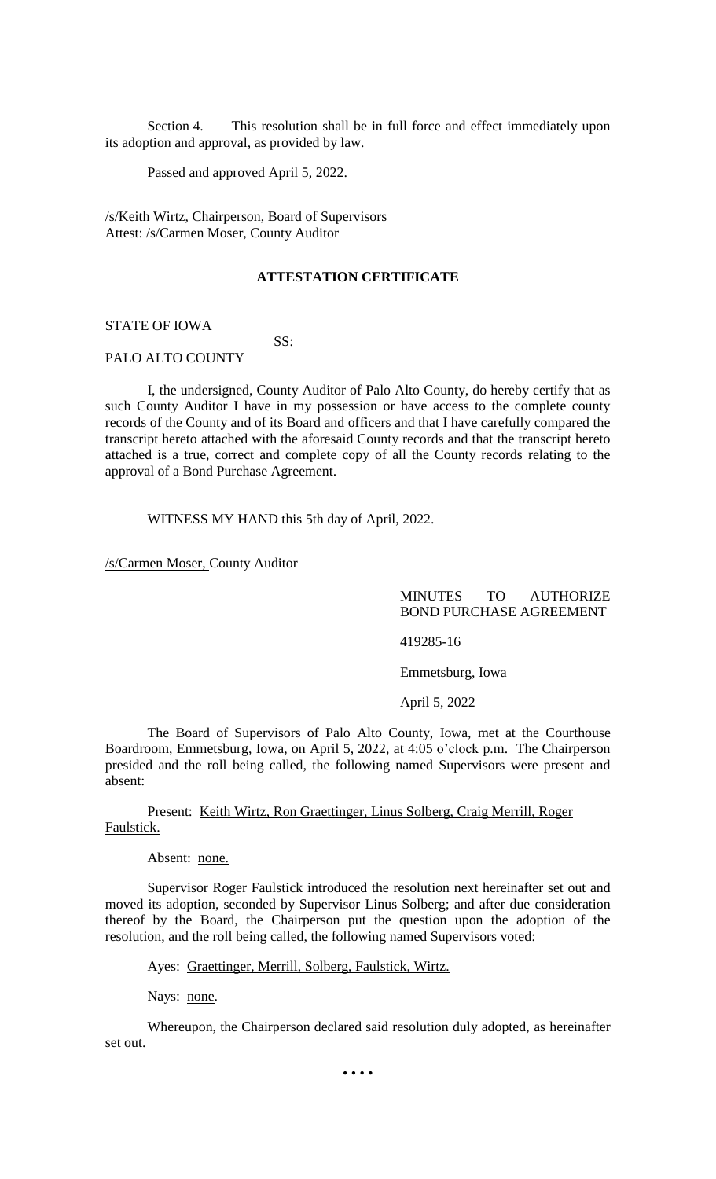Section 4. This resolution shall be in full force and effect immediately upon its adoption and approval, as provided by law.

Passed and approved April 5, 2022.

/s/Keith Wirtz, Chairperson, Board of Supervisors
Attest: /s/Carmen Moser, County Auditor

**ATTESTATION CERTIFICATE**

STATE OF IOWA
SS:
PALO ALTO COUNTY

I, the undersigned, County Auditor of Palo Alto County, do hereby certify that as such County Auditor I have in my possession or have access to the complete county records of the County and of its Board and officers and that I have carefully compared the transcript hereto attached with the aforesaid County records and that the transcript hereto attached is a true, correct and complete copy of all the County records relating to the approval of a Bond Purchase Agreement.

WITNESS MY HAND this 5th day of April, 2022.

/s/Carmen Moser, County Auditor

MINUTES TO AUTHORIZE BOND PURCHASE AGREEMENT

419285-16

Emmetsburg, Iowa

April 5, 2022

The Board of Supervisors of Palo Alto County, Iowa, met at the Courthouse Boardroom, Emmetsburg, Iowa, on April 5, 2022, at 4:05 o'clock p.m. The Chairperson presided and the roll being called, the following named Supervisors were present and absent:

Present: Keith Wirtz, Ron Graettinger, Linus Solberg, Craig Merrill, Roger Faulstick.

Absent: none.

Supervisor Roger Faulstick introduced the resolution next hereinafter set out and moved its adoption, seconded by Supervisor Linus Solberg; and after due consideration thereof by the Board, the Chairperson put the question upon the adoption of the resolution, and the roll being called, the following named Supervisors voted:

Ayes: Graettinger, Merrill, Solberg, Faulstick, Wirtz.

Nays: none.

Whereupon, the Chairperson declared said resolution duly adopted, as hereinafter set out.

• • • •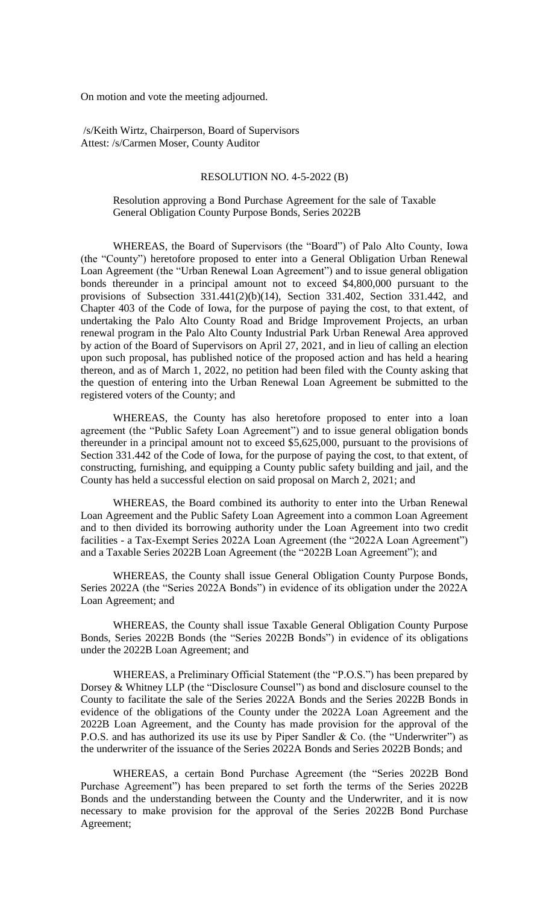On motion and vote the meeting adjourned.

/s/Keith Wirtz, Chairperson, Board of Supervisors
Attest: /s/Carmen Moser, County Auditor

RESOLUTION NO. 4-5-2022 (B)

Resolution approving a Bond Purchase Agreement for the sale of Taxable General Obligation County Purpose Bonds, Series 2022B

WHEREAS, the Board of Supervisors (the "Board") of Palo Alto County, Iowa (the "County") heretofore proposed to enter into a General Obligation Urban Renewal Loan Agreement (the "Urban Renewal Loan Agreement") and to issue general obligation bonds thereunder in a principal amount not to exceed $4,800,000 pursuant to the provisions of Subsection 331.441(2)(b)(14), Section 331.402, Section 331.442, and Chapter 403 of the Code of Iowa, for the purpose of paying the cost, to that extent, of undertaking the Palo Alto County Road and Bridge Improvement Projects, an urban renewal program in the Palo Alto County Industrial Park Urban Renewal Area approved by action of the Board of Supervisors on April 27, 2021, and in lieu of calling an election upon such proposal, has published notice of the proposed action and has held a hearing thereon, and as of March 1, 2022, no petition had been filed with the County asking that the question of entering into the Urban Renewal Loan Agreement be submitted to the registered voters of the County; and

WHEREAS, the County has also heretofore proposed to enter into a loan agreement (the "Public Safety Loan Agreement") and to issue general obligation bonds thereunder in a principal amount not to exceed $5,625,000, pursuant to the provisions of Section 331.442 of the Code of Iowa, for the purpose of paying the cost, to that extent, of constructing, furnishing, and equipping a County public safety building and jail, and the County has held a successful election on said proposal on March 2, 2021; and

WHEREAS, the Board combined its authority to enter into the Urban Renewal Loan Agreement and the Public Safety Loan Agreement into a common Loan Agreement and to then divided its borrowing authority under the Loan Agreement into two credit facilities - a Tax-Exempt Series 2022A Loan Agreement (the "2022A Loan Agreement") and a Taxable Series 2022B Loan Agreement (the "2022B Loan Agreement"); and

WHEREAS, the County shall issue General Obligation County Purpose Bonds, Series 2022A (the "Series 2022A Bonds") in evidence of its obligation under the 2022A Loan Agreement; and

WHEREAS, the County shall issue Taxable General Obligation County Purpose Bonds, Series 2022B Bonds (the "Series 2022B Bonds") in evidence of its obligations under the 2022B Loan Agreement; and

WHEREAS, a Preliminary Official Statement (the "P.O.S.") has been prepared by Dorsey & Whitney LLP (the "Disclosure Counsel") as bond and disclosure counsel to the County to facilitate the sale of the Series 2022A Bonds and the Series 2022B Bonds in evidence of the obligations of the County under the 2022A Loan Agreement and the 2022B Loan Agreement, and the County has made provision for the approval of the P.O.S. and has authorized its use its use by Piper Sandler & Co. (the "Underwriter") as the underwriter of the issuance of the Series 2022A Bonds and Series 2022B Bonds; and

WHEREAS, a certain Bond Purchase Agreement (the "Series 2022B Bond Purchase Agreement") has been prepared to set forth the terms of the Series 2022B Bonds and the understanding between the County and the Underwriter, and it is now necessary to make provision for the approval of the Series 2022B Bond Purchase Agreement;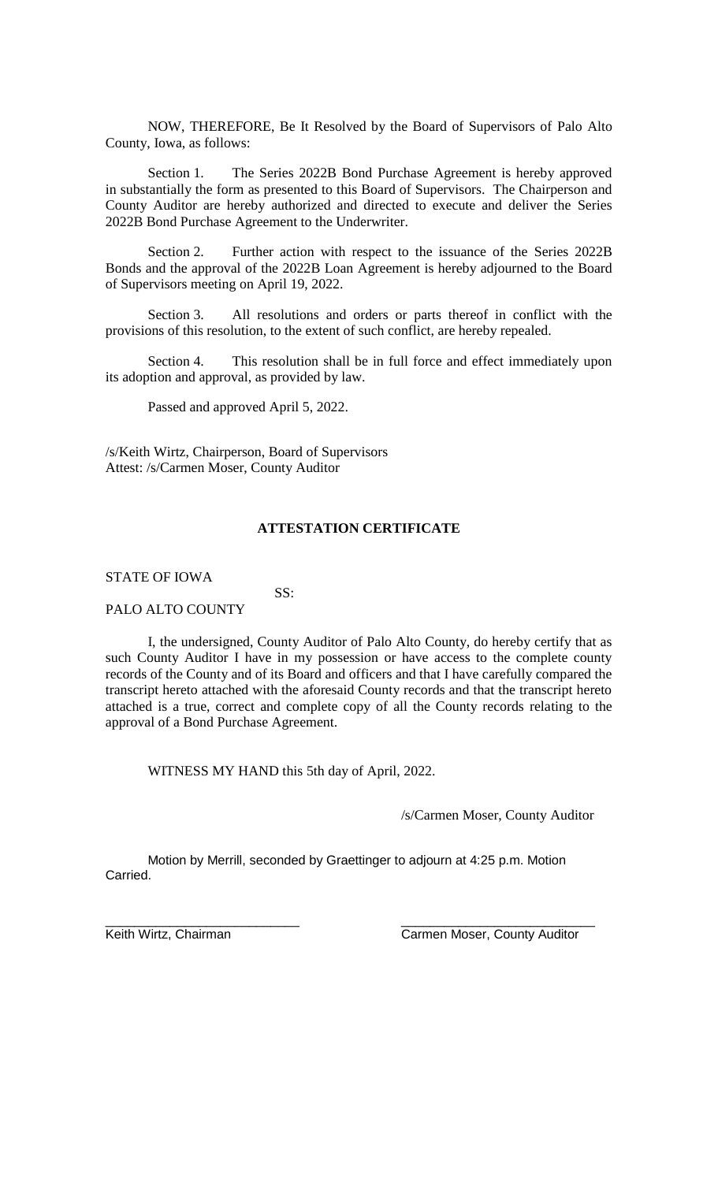NOW, THEREFORE, Be It Resolved by the Board of Supervisors of Palo Alto County, Iowa, as follows:

Section 1. The Series 2022B Bond Purchase Agreement is hereby approved in substantially the form as presented to this Board of Supervisors. The Chairperson and County Auditor are hereby authorized and directed to execute and deliver the Series 2022B Bond Purchase Agreement to the Underwriter.

Section 2. Further action with respect to the issuance of the Series 2022B Bonds and the approval of the 2022B Loan Agreement is hereby adjourned to the Board of Supervisors meeting on April 19, 2022.

Section 3. All resolutions and orders or parts thereof in conflict with the provisions of this resolution, to the extent of such conflict, are hereby repealed.

Section 4. This resolution shall be in full force and effect immediately upon its adoption and approval, as provided by law.

Passed and approved April 5, 2022.

/s/Keith Wirtz, Chairperson, Board of Supervisors
Attest: /s/Carmen Moser, County Auditor

**ATTESTATION CERTIFICATE**

STATE OF IOWA

SS:

PALO ALTO COUNTY

I, the undersigned, County Auditor of Palo Alto County, do hereby certify that as such County Auditor I have in my possession or have access to the complete county records of the County and of its Board and officers and that I have carefully compared the transcript hereto attached with the aforesaid County records and that the transcript hereto attached is a true, correct and complete copy of all the County records relating to the approval of a Bond Purchase Agreement.

WITNESS MY HAND this 5th day of April, 2022.

/s/Carmen Moser, County Auditor

Motion by Merrill, seconded by Graettinger to adjourn at 4:25 p.m. Motion Carried.

\_\_\_\_\_\_\_\_\_\_\_\_\_\_\_\_\_\_\_\_\_\_\_\_\_\_\_\_
Keith Wirtz, Chairman

\_\_\_\_\_\_\_\_\_\_\_\_\_\_\_\_\_\_\_\_\_\_\_\_\_\_\_\_
Carmen Moser, County Auditor